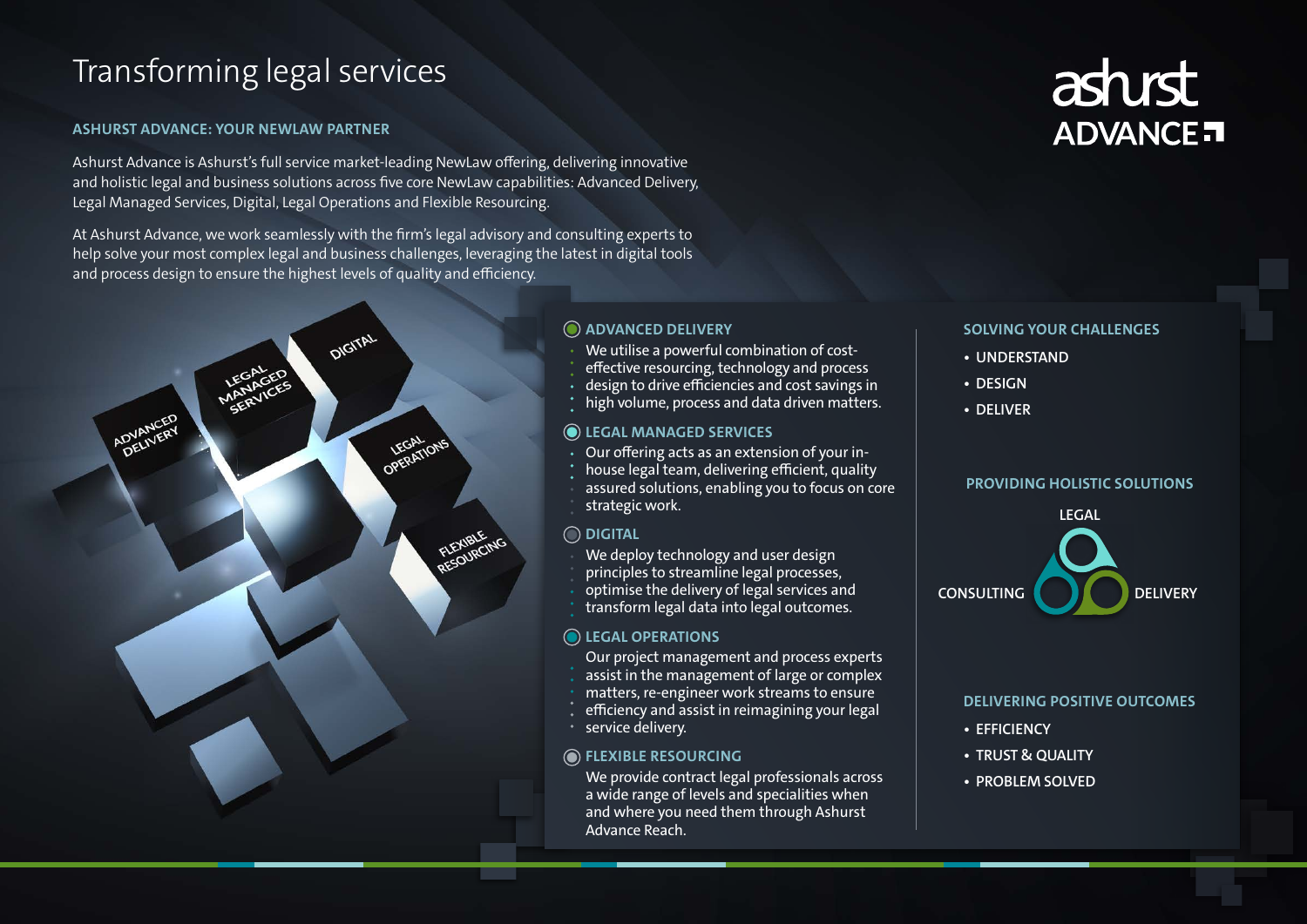# Transforming legal services

ashurst ADVANCE

## ASHURST ADVANCE: YOUR NEWLAW PARTNER

Ashurst Advance is Ashurst's full service market-leading NewLaw offering, delivering innovative and holistic legal and business solutions across five core NewLaw capabilities: Advanced Delivery, Legal Managed Services, Digital, Legal Operations and Flexible Resourcing.

At Ashurst Advance, we work seamlessly with the firm's legal advisory and consulting experts to help solve your most complex legal and business challenges, leveraging the latest in digital tools and process design to ensure the highest levels of quality and efficiency.

ADVANCED DELIVERY | LEGAL MANAGED SERVICES | DIGITAL | LEGAL OPERATIONS | FLEXIBLE RESOURCING

### ADVANCED DELIVERY

We utilise a powerful combination of cost-effective resourcing, technology and process design to drive efficiencies and cost savings in high volume, process and data driven matters.

### LEGAL MANAGED SERVICES

Our offering acts as an extension of your in-house legal team, delivering efficient, quality assured solutions, enabling you to focus on core strategic work.

### DIGITAL

We deploy technology and user design principles to streamline legal processes, optimise the delivery of legal services and transform legal data into legal outcomes.

### LEGAL OPERATIONS

Our project management and process experts assist in the management of large or complex matters, re-engineer work streams to ensure efficiency and assist in reimagining your legal service delivery.

### FLEXIBLE RESOURCING

We provide contract legal professionals across a wide range of levels and specialities when and where you need them through Ashurst Advance Reach.

### SOLVING YOUR CHALLENGES

- UNDERSTAND
- DESIGN
- DELIVER

### PROVIDING HOLISTIC SOLUTIONS

LEGAL

CONSULTING | DELIVERY

### DELIVERING POSITIVE OUTCOMES

- EFFICIENCY
- TRUST & QUALITY
- PROBLEM SOLVED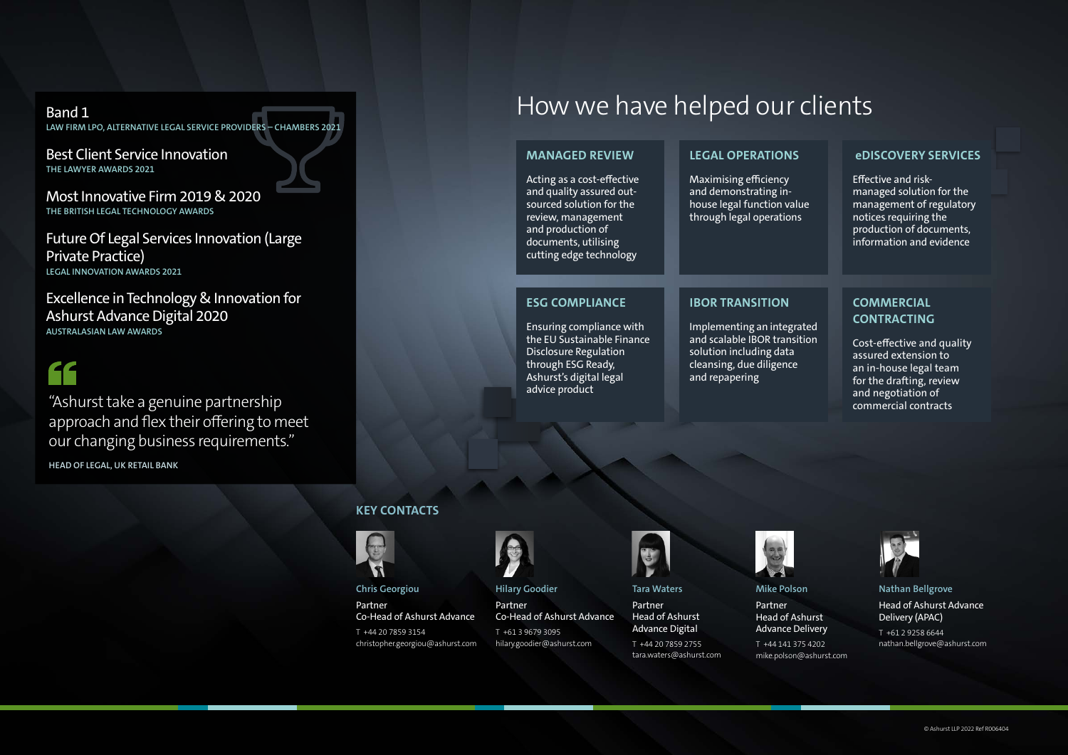**Band 1**
LAW FIRM LPO, ALTERNATIVE LEGAL SERVICE PROVIDERS – CHAMBERS 2021

**Best Client Service Innovation**
THE LAWYER AWARDS 2021

**Most Innovative Firm 2019 & 2020**
THE BRITISH LEGAL TECHNOLOGY AWARDS

**Future Of Legal Services Innovation (Large Private Practice)**
LEGAL INNOVATION AWARDS 2021

**Excellence in Technology & Innovation for Ashurst Advance Digital 2020**
AUSTRALASIAN LAW AWARDS

> "Ashurst take a genuine partnership approach and flex their offering to meet our changing business requirements."
>
> HEAD OF LEGAL, UK RETAIL BANK

# How we have helped our clients

### MANAGED REVIEW

Acting as a cost-effective and quality assured out-sourced solution for the review, management and production of documents, utilising cutting edge technology

### LEGAL OPERATIONS

Maximising efficiency and demonstrating in-house legal function value through legal operations

### eDISCOVERY SERVICES

Effective and risk-managed solution for the management of regulatory notices requiring the production of documents, information and evidence

### ESG COMPLIANCE

Ensuring compliance with the EU Sustainable Finance Disclosure Regulation through ESG Ready, Ashurst's digital legal advice product

### IBOR TRANSITION

Implementing an integrated and scalable IBOR transition solution including data cleansing, due diligence and repapering

### COMMERCIAL CONTRACTING

Cost-effective and quality assured extension to an in-house legal team for the drafting, review and negotiation of commercial contracts

## KEY CONTACTS

**Chris Georgiou**
Partner
Co-Head of Ashurst Advance
T +44 20 7859 3154
christopher.georgiou@ashurst.com

**Hilary Goodier**
Partner
Co-Head of Ashurst Advance
T +61 3 9679 3095
hilary.goodier@ashurst.com

**Tara Waters**
Partner
Head of Ashurst Advance Digital
T +44 20 7859 2755
tara.waters@ashurst.com

**Mike Polson**
Partner
Head of Ashurst Advance Delivery
T +44 141 375 4202
mike.polson@ashurst.com

**Nathan Bellgrove**
Head of Ashurst Advance Delivery (APAC)
T +61 2 9258 6644
nathan.bellgrove@ashurst.com

© Ashurst LLP 2022 Ref R006404